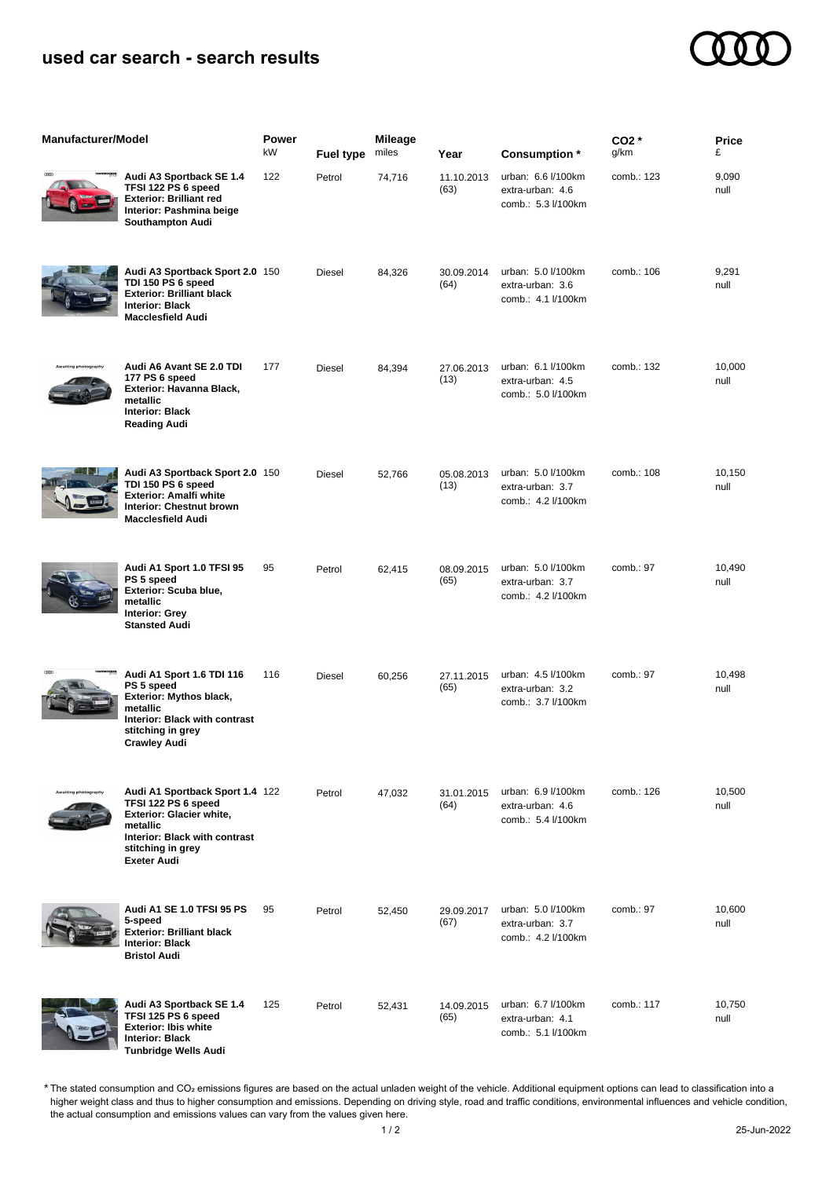## used car search - search results

| Manufacturer/Model | Power kW | Fuel type | Mileage miles | Year | Consumption * | $CO_2$ * g/km | Price £ |
|---|---|---|---|---|---|---|---|
| **Audi A3 Sportback SE 1.4 TFSI 122 PS 6 speed**<br>**Exterior: Brilliant red**<br>**Interior: Pashmina beige**<br>**Southampton Audi** | 122 | Petrol | 74,716 | 11.10.2013 (63) | urban: 6.6 l/100km<br>extra-urban: 4.6<br>comb.: 5.3 l/100km | comb.: 123 | 9,090<br>null |
| **Audi A3 Sportback Sport 2.0 TDI 150 PS 6 speed**<br>**Exterior: Brilliant black**<br>**Interior: Black**<br>**Macclesfield Audi** | 150 | Diesel | 84,326 | 30.09.2014 (64) | urban: 5.0 l/100km<br>extra-urban: 3.6<br>comb.: 4.1 l/100km | comb.: 106 | 9,291<br>null |
| **Audi A6 Avant SE 2.0 TDI 177 PS 6 speed**<br>**Exterior: Havanna Black, metallic**<br>**Interior: Black**<br>**Reading Audi** | 177 | Diesel | 84,394 | 27.06.2013 (13) | urban: 6.1 l/100km<br>extra-urban: 4.5<br>comb.: 5.0 l/100km | comb.: 132 | 10,000<br>null |
| **Audi A3 Sportback Sport 2.0 TDI 150 PS 6 speed**<br>**Exterior: Amalfi white**<br>**Interior: Chestnut brown**<br>**Macclesfield Audi** | 150 | Diesel | 52,766 | 05.08.2013 (13) | urban: 5.0 l/100km<br>extra-urban: 3.7<br>comb.: 4.2 l/100km | comb.: 108 | 10,150<br>null |
| **Audi A1 Sport 1.0 TFSI 95 PS 5 speed**<br>**Exterior: Scuba blue, metallic**<br>**Interior: Grey**<br>**Stansted Audi** | 95 | Petrol | 62,415 | 08.09.2015 (65) | urban: 5.0 l/100km<br>extra-urban: 3.7<br>comb.: 4.2 l/100km | comb.: 97 | 10,490<br>null |
| **Audi A1 Sport 1.6 TDI 116 PS 5 speed**<br>**Exterior: Mythos black, metallic**<br>**Interior: Black with contrast stitching in grey**<br>**Crawley Audi** | 116 | Diesel | 60,256 | 27.11.2015 (65) | urban: 4.5 l/100km<br>extra-urban: 3.2<br>comb.: 3.7 l/100km | comb.: 97 | 10,498<br>null |
| **Audi A1 Sportback Sport 1.4 TFSI 122 PS 6 speed**<br>**Exterior: Glacier white, metallic**<br>**Interior: Black with contrast stitching in grey**<br>**Exeter Audi** | 122 | Petrol | 47,032 | 31.01.2015 (64) | urban: 6.9 l/100km<br>extra-urban: 4.6<br>comb.: 5.4 l/100km | comb.: 126 | 10,500<br>null |
| **Audi A1 SE 1.0 TFSI 95 PS 5-speed**<br>**Exterior: Brilliant black**<br>**Interior: Black**<br>**Bristol Audi** | 95 | Petrol | 52,450 | 29.09.2017 (67) | urban: 5.0 l/100km<br>extra-urban: 3.7<br>comb.: 4.2 l/100km | comb.: 97 | 10,600<br>null |
| **Audi A3 Sportback SE 1.4 TFSI 125 PS 6 speed**<br>**Exterior: Ibis white**<br>**Interior: Black**<br>**Tunbridge Wells Audi** | 125 | Petrol | 52,431 | 14.09.2015 (65) | urban: 6.7 l/100km<br>extra-urban: 4.1<br>comb.: 5.1 l/100km | comb.: 117 | 10,750<br>null |

\* The stated consumption and $CO_2$ emissions figures are based on the actual unladen weight of the vehicle. Additional equipment options can lead to classification into a higher weight class and thus to higher consumption and emissions. Depending on driving style, road and traffic conditions, environmental influences and vehicle condition, the actual consumption and emissions values can vary from the values given here.

25-Jun-2022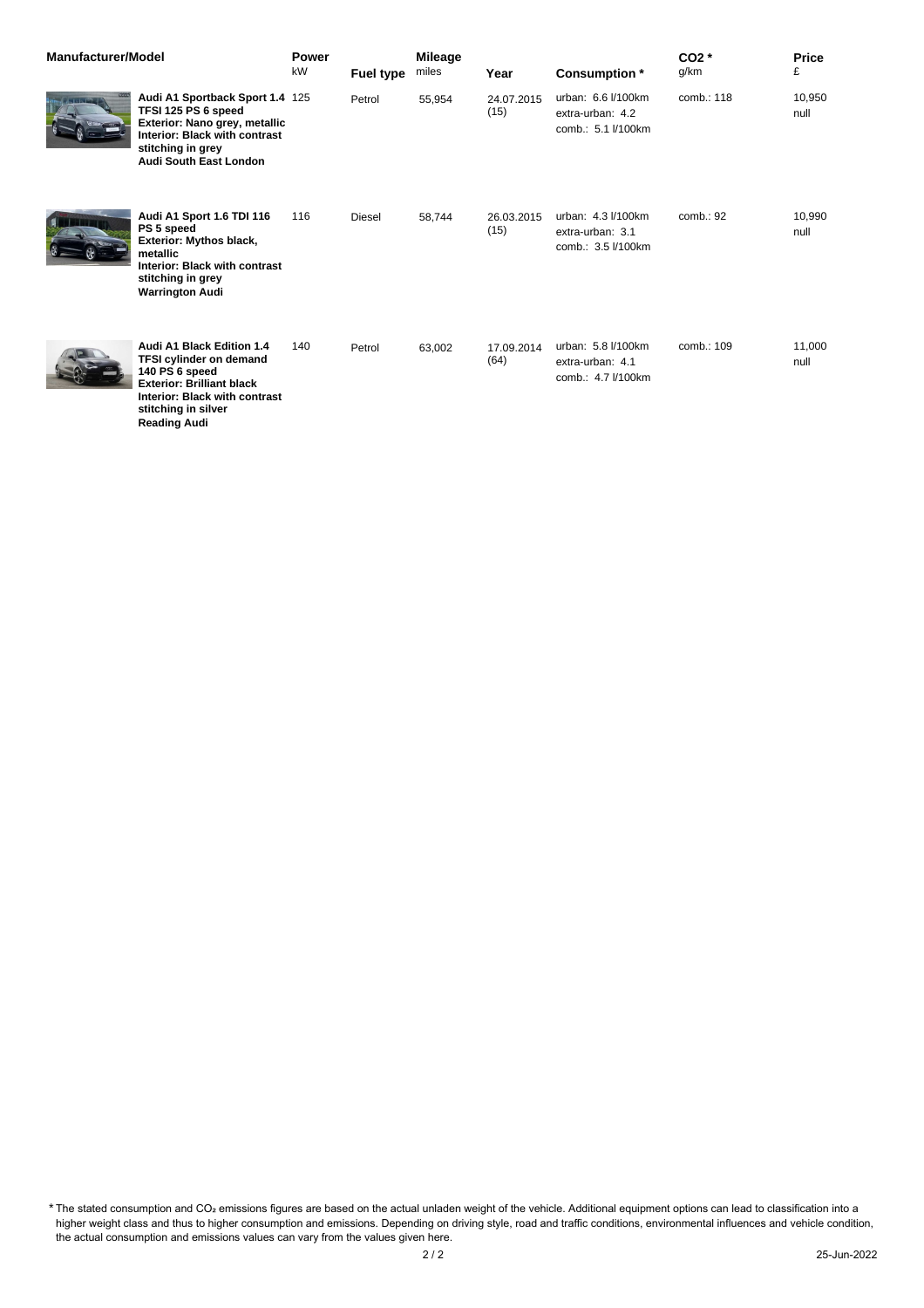| Manufacturer/Model | Power kW | Fuel type | Mileage miles | Year | Consumption * | CO2 * g/km | Price £ |
|---|---|---|---|---|---|---|---|
| **Audi A1 Sportback Sport 1.4 TFSI 125 PS 6 speed Exterior: Nano grey, metallic Interior: Black with contrast stitching in grey Audi South East London** | 125 | Petrol | 55,954 | 24.07.2015 (15) | urban: 6.6 l/100km extra-urban: 4.2 comb.: 5.1 l/100km | comb.: 118 | 10,950 null |
| **Audi A1 Sport 1.6 TDI 116 PS 5 speed Exterior: Mythos black, metallic Interior: Black with contrast stitching in grey Warrington Audi** | 116 | Diesel | 58,744 | 26.03.2015 (15) | urban: 4.3 l/100km extra-urban: 3.1 comb.: 3.5 l/100km | comb.: 92 | 10,990 null |
| **Audi A1 Black Edition 1.4 TFSI cylinder on demand 140 PS 6 speed Exterior: Brilliant black Interior: Black with contrast stitching in silver Reading Audi** | 140 | Petrol | 63,002 | 17.09.2014 (64) | urban: 5.8 l/100km extra-urban: 4.1 comb.: 4.7 l/100km | comb.: 109 | 11,000 null |

* The stated consumption and $CO_2$ emissions figures are based on the actual unladen weight of the vehicle. Additional equipment options can lead to classification into a higher weight class and thus to higher consumption and emissions. Depending on driving style, road and traffic conditions, environmental influences and vehicle condition, the actual consumption and emissions values can vary from the values given here.

25-Jun-2022